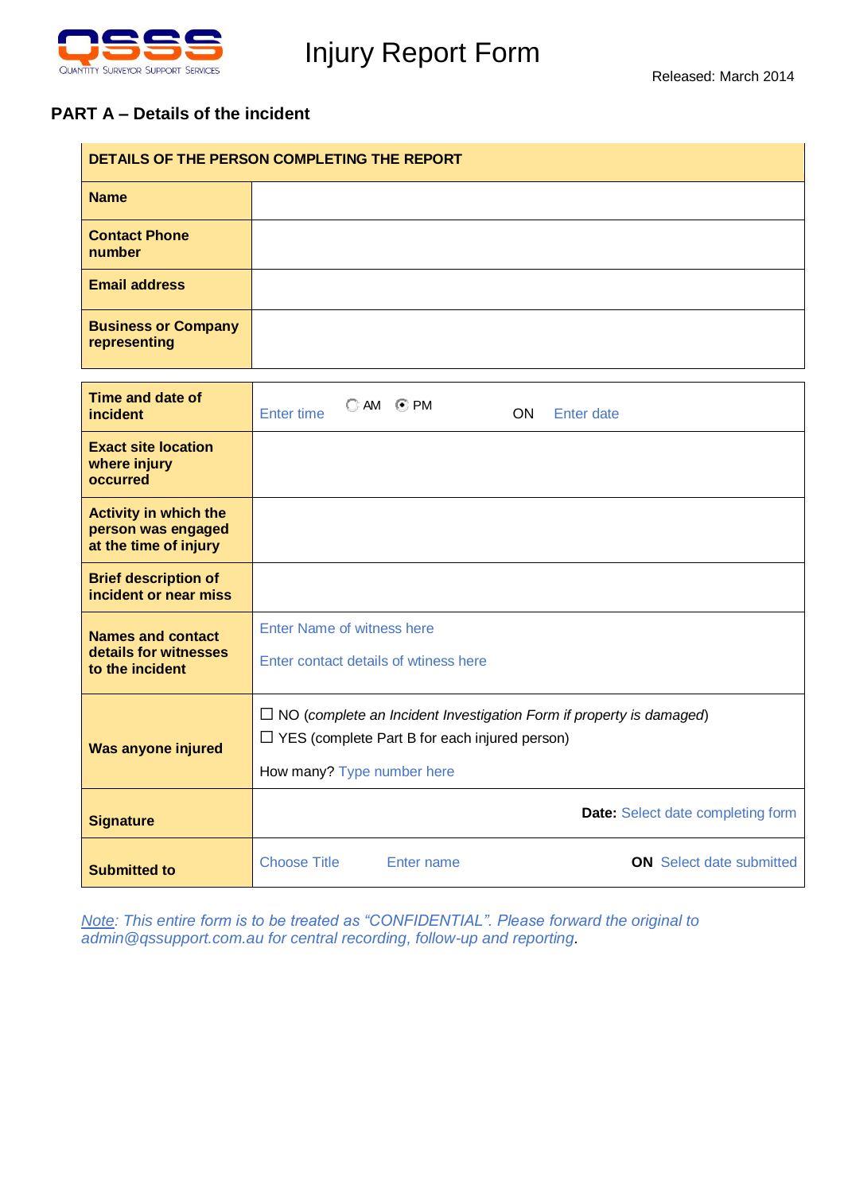QSSS
QUANTITY SURVEYOR SUPPORT SERVICES

# Injury Report Form

Released: March 2014

## PART A – Details of the incident

| DETAILS OF THE PERSON COMPLETING THE REPORT | |
|---|---|
| **Name** | |
| **Contact Phone number** | |
| **Email address** | |
| **Business or Company representing** | |

| | |
|---|---|
| **Time and date of incident** | Enter time ○ AM ◉ PM ON Enter date |
| **Exact site location where injury occurred** | |
| **Activity in which the person was engaged at the time of injury** | |
| **Brief description of incident or near miss** | |
| **Names and contact details for witnesses to the incident** | Enter Name of witness here<br>Enter contact details of wtiness here |
| **Was anyone injured** | ☐ NO (*complete an Incident Investigation Form if property is damaged*)<br>☐ YES (complete Part B for each injured person)<br>How many? Type number here |
| **Signature** | **Date:** Select date completing form |
| **Submitted to** | Choose Title Enter name **ON** Select date submitted |

*Note: This entire form is to be treated as "CONFIDENTIAL". Please forward the original to admin@qssupport.com.au for central recording, follow-up and reporting.*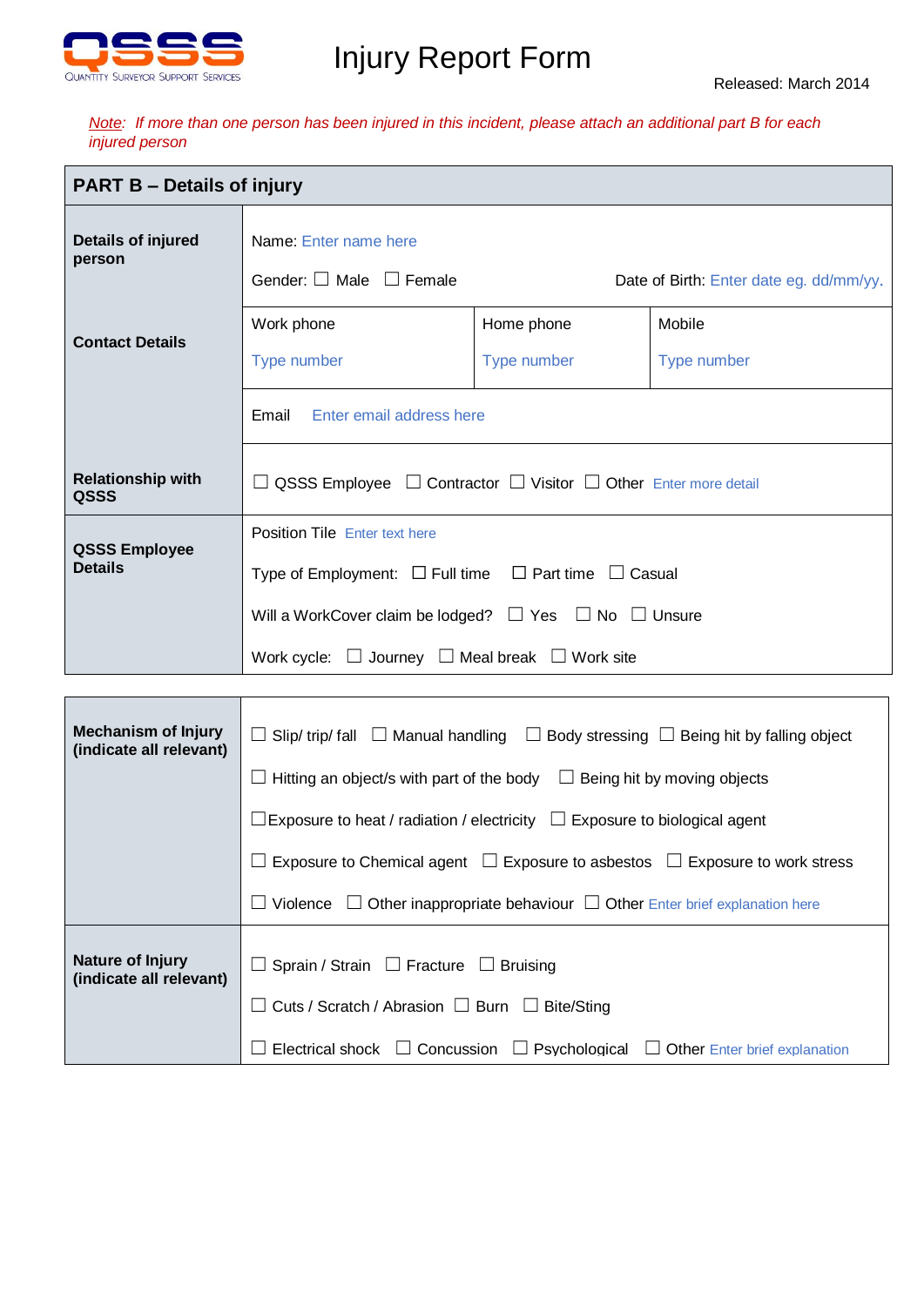QSSS
QUANTITY SURVEYOR SUPPORT SERVICES

# Injury Report Form

Released: March 2014

*Note: If more than one person has been injured in this incident, please attach an additional part B for each injured person*

| **PART B – Details of injury** | | | |
|---|---|---|---|
| **Details of injured person** | Name: Enter name here<br>Gender: ☐ Male ☐ Female Date of Birth: Enter date eg. dd/mm/yy. | | |
| **Contact Details** | Work phone<br>Type number | Home phone<br>Type number | Mobile<br>Type number |
| | Email Enter email address here | | |
| **Relationship with QSSS** | ☐ QSSS Employee ☐ Contractor ☐ Visitor ☐ Other Enter more detail | | |
| **QSSS Employee Details** | Position Tile Enter text here<br>Type of Employment: ☐ Full time ☐ Part time ☐ Casual<br>Will a WorkCover claim be lodged? ☐ Yes ☐ No ☐ Unsure<br>Work cycle: ☐ Journey ☐ Meal break ☐ Work site | | |

| | |
|---|---|
| **Mechanism of Injury (indicate all relevant)** | ☐ Slip/ trip/ fall ☐ Manual handling ☐ Body stressing ☐ Being hit by falling object<br>☐ Hitting an object/s with part of the body ☐ Being hit by moving objects<br>☐Exposure to heat / radiation / electricity ☐ Exposure to biological agent<br>☐ Exposure to Chemical agent ☐ Exposure to asbestos ☐ Exposure to work stress<br>☐ Violence ☐ Other inappropriate behaviour ☐ Other Enter brief explanation here |
| **Nature of Injury (indicate all relevant)** | ☐ Sprain / Strain ☐ Fracture ☐ Bruising<br>☐ Cuts / Scratch / Abrasion ☐ Burn ☐ Bite/Sting<br>☐ Electrical shock ☐ Concussion ☐ Psychological ☐ Other Enter brief explanation |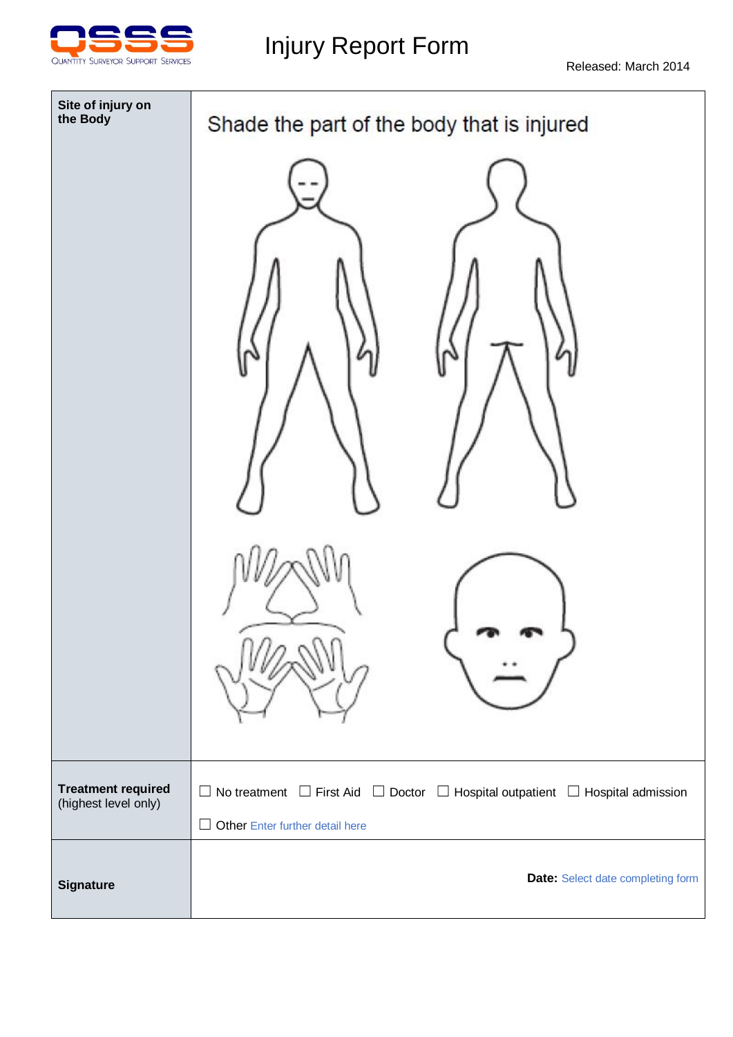QSSS
QUANTITY SURVEYOR SUPPORT SERVICES

# Injury Report Form

Released: March 2014

| | |
|---|---|
| **Site of injury on the Body** | Shade the part of the body that is injured |
| **Treatment required** (highest level only) | ☐ No treatment ☐ First Aid ☐ Doctor ☐ Hospital outpatient ☐ Hospital admission<br>☐ Other Enter further detail here |
| **Signature** | **Date:** Select date completing form |